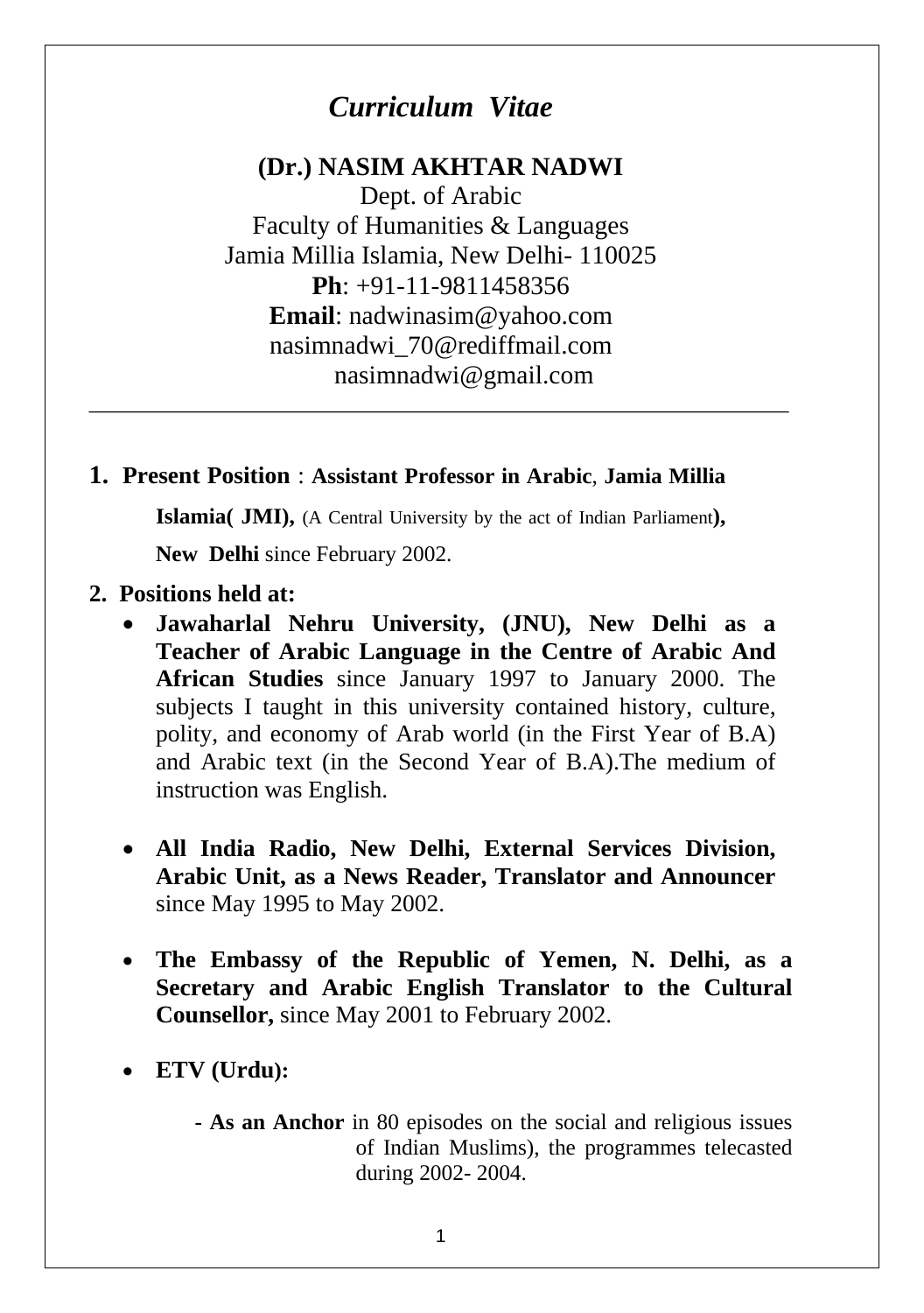# *Curriculum Vitae*

**(Dr.) NASIM AKHTAR NADWI**
Dept. of Arabic
Faculty of Humanities & Languages
Jamia Millia Islamia, New Delhi- 110025
**Ph**: +91-11-9811458356
**Email**: nadwinasim@yahoo.com
nasimnadwi_70@rediffmail.com
nasimnadwi@gmail.com

---

**1. Present Position** : **Assistant Professor in Arabic**, **Jamia Millia Islamia( JMI),** (A Central University by the act of Indian Parliament**),** **New Delhi** since February 2002.

**2. Positions held at:**

- **Jawaharlal Nehru University, (JNU), New Delhi as a Teacher of Arabic Language in the Centre of Arabic And African Studies** since January 1997 to January 2000. The subjects I taught in this university contained history, culture, polity, and economy of Arab world (in the First Year of B.A) and Arabic text (in the Second Year of B.A).The medium of instruction was English.

- **All India Radio, New Delhi, External Services Division, Arabic Unit, as a News Reader, Translator and Announcer** since May 1995 to May 2002.

- **The Embassy of the Republic of Yemen, N. Delhi, as a Secretary and Arabic English Translator to the Cultural Counsellor,** since May 2001 to February 2002.

- **ETV (Urdu):**

  - **As an Anchor** in 80 episodes on the social and religious issues of Indian Muslims), the programmes telecasted during 2002- 2004.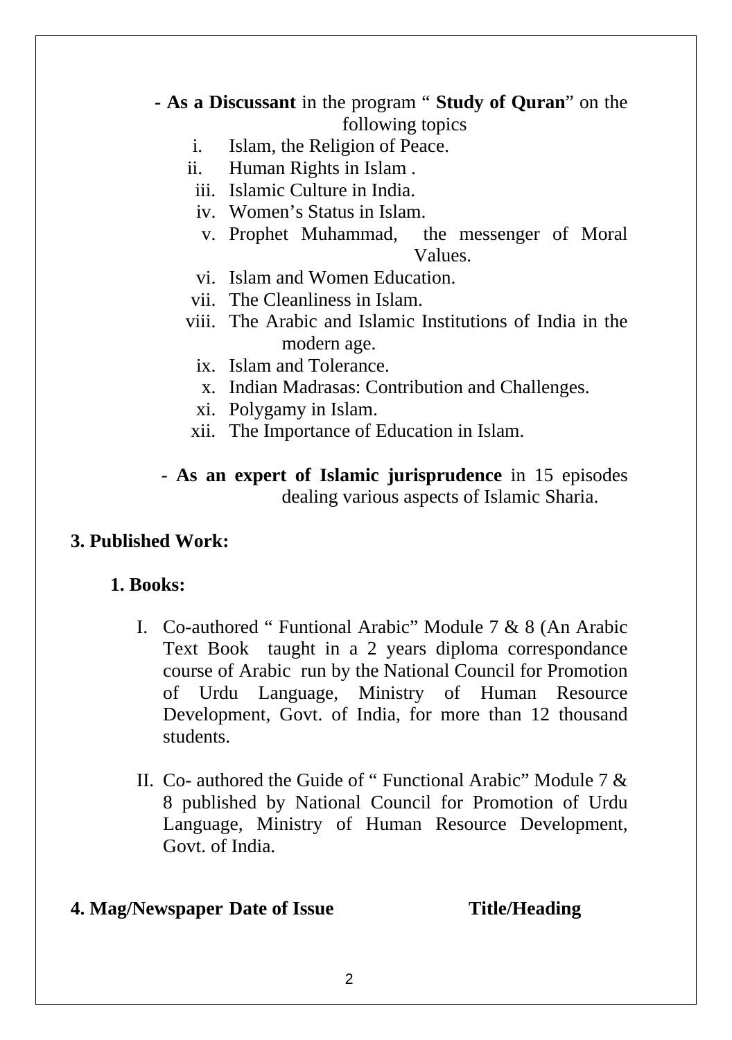**- As a Discussant** in the program " **Study of Quran**" on the following topics

i. Islam, the Religion of Peace.
ii. Human Rights in Islam .
iii. Islamic Culture in India.
iv. Women's Status in Islam.
v. Prophet Muhammad, the messenger of Moral Values.
vi. Islam and Women Education.
vii. The Cleanliness in Islam.
viii. The Arabic and Islamic Institutions of India in the modern age.
ix. Islam and Tolerance.
x. Indian Madrasas: Contribution and Challenges.
xi. Polygamy in Islam.
xii. The Importance of Education in Islam.

- **As an expert of Islamic jurisprudence** in 15 episodes dealing various aspects of Islamic Sharia.

**3. Published Work:**

**1. Books:**

I. Co-authored " Funtional Arabic" Module 7 & 8 (An Arabic Text Book taught in a 2 years diploma correspondance course of Arabic run by the National Council for Promotion of Urdu Language, Ministry of Human Resource Development, Govt. of India, for more than 12 thousand students.

II. Co- authored the Guide of " Functional Arabic" Module 7 & 8 published by National Council for Promotion of Urdu Language, Ministry of Human Resource Development, Govt. of India.

| 4. Mag/Newspaper | Date of Issue | Title/Heading |
| --- | --- | --- |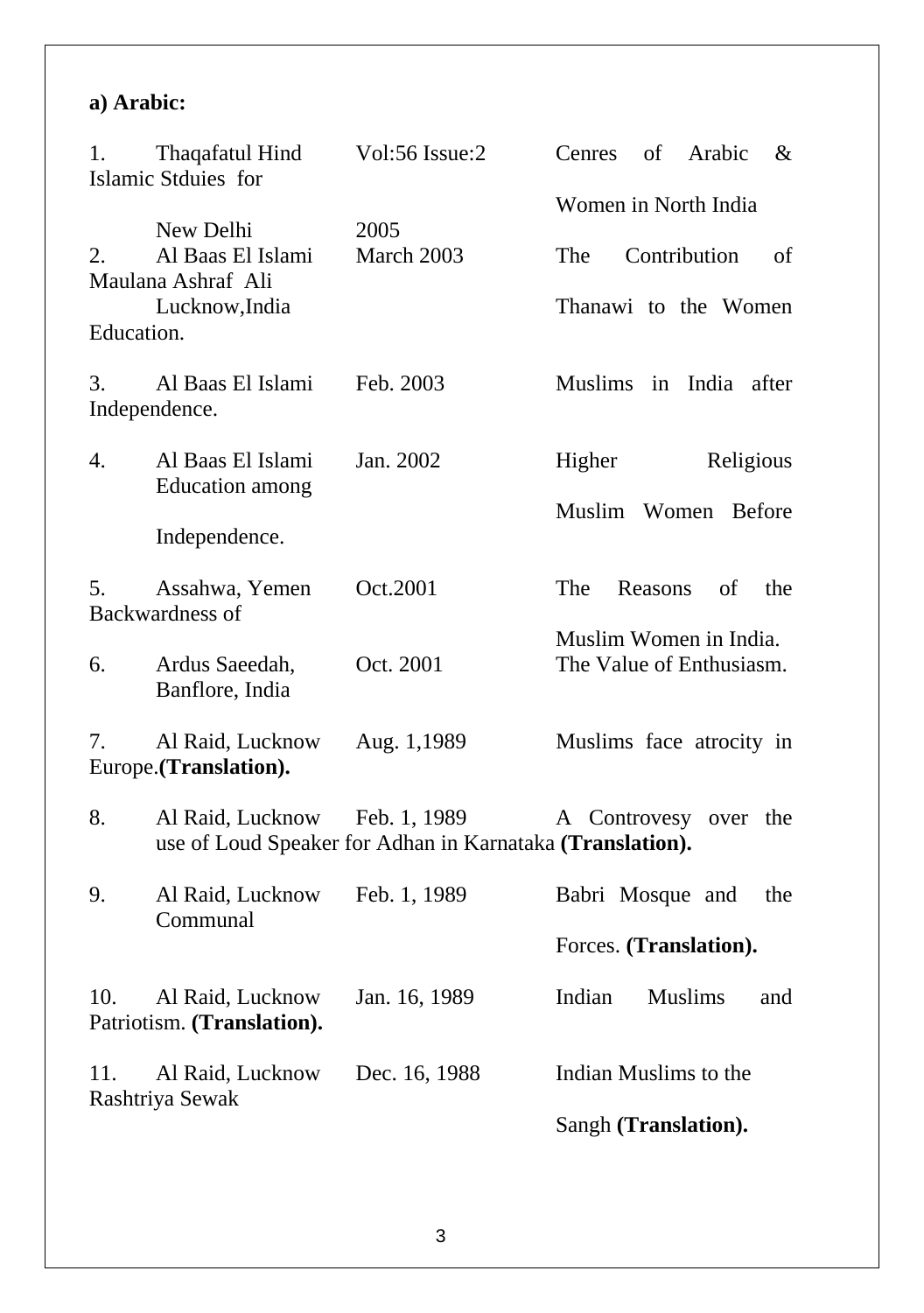**a) Arabic:**

| No. | Journal | Date | Title |
|---|---|---|---|
| 1. | Thaqafatul Hind New Delhi | Vol:56 Issue:2 2005 | Cenres of Arabic & Islamic Stduies for Women in North India |
| 2. | Al Baas El Islami Lucknow,India | March 2003 | The Contribution of Maulana Ashraf Ali Thanawi to the Women Education. |
| 3. | Al Baas El Islami | Feb. 2003 | Muslims in India after Independence. |
| 4. | Al Baas El Islami | Jan. 2002 | Higher Religious Education among Muslim Women Before Independence. |
| 5. | Assahwa, Yemen | Oct.2001 | The Reasons of the Backwardness of Muslim Women in India. |
| 6. | Ardus Saeedah, Banflore, India | Oct. 2001 | The Value of Enthusiasm. |
| 7. | Al Raid, Lucknow | Aug. 1,1989 | Muslims face atrocity in Europe.**(Translation).** |
| 8. | Al Raid, Lucknow | Feb. 1, 1989 | A Controvesy over the use of Loud Speaker for Adhan in Karnataka **(Translation).** |
| 9. | Al Raid, Lucknow | Feb. 1, 1989 | Babri Mosque and the Communal Forces. **(Translation).** |
| 10. | Al Raid, Lucknow | Jan. 16, 1989 | Indian Muslims and Patriotism. **(Translation).** |
| 11. | Al Raid, Lucknow | Dec. 16, 1988 | Indian Muslims to the Rashtriya Sewak Sangh **(Translation).** |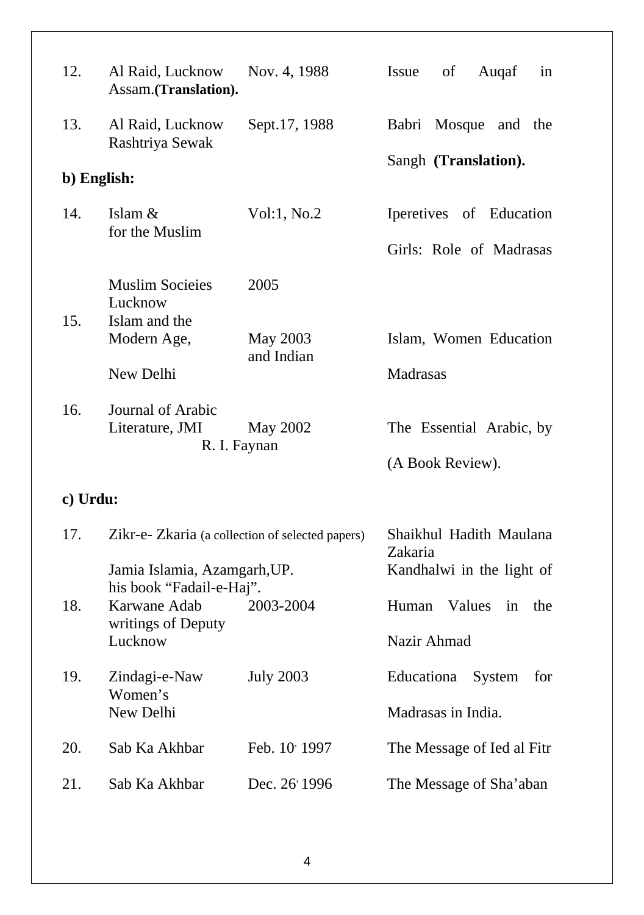| | | | |
|---|---|---|---|
| 12. | Al Raid, Lucknow | Nov. 4, 1988 | Issue of Auqaf in Assam.**(Translation).** |
| 13. | Al Raid, Lucknow | Sept.17, 1988 | Babri Mosque and the Rashtriya Sewak Sangh **(Translation).** |

**b) English:**

| | | | |
|---|---|---|---|
| 14. | Islam & Muslim Socieies Lucknow | Vol:1, No.2 2005 | Iperetives of Education for the Muslim Girls: Role of Madrasas |
| 15. | Islam and the Modern Age, New Delhi | May 2003 | Islam, Women Education and Indian Madrasas |
| 16. | Journal of Arabic Literature, JMI | May 2002 | The Essential Arabic, by R. I. Faynan (A Book Review). |

**c) Urdu:**

| | | | |
|---|---|---|---|
| 17. | Zikr-e- Zkaria (a collection of selected papers) Jamia Islamia, Azamgarh,UP. | | Shaikhul Hadith Maulana Zakaria Kandhalwi in the light of his book "Fadail-e-Haj". |
| 18. | Karwane Adab Lucknow | 2003-2004 | Human Values in the writings of Deputy Nazir Ahmad |
| 19. | Zindagi-e-Naw New Delhi | July 2003 | Educationa System for Women's Madrasas in India. |
| 20. | Sab Ka Akhbar | Feb. 10, 1997 | The Message of Ied al Fitr |
| 21. | Sab Ka Akhbar | Dec. 26, 1996 | The Message of Sha'aban |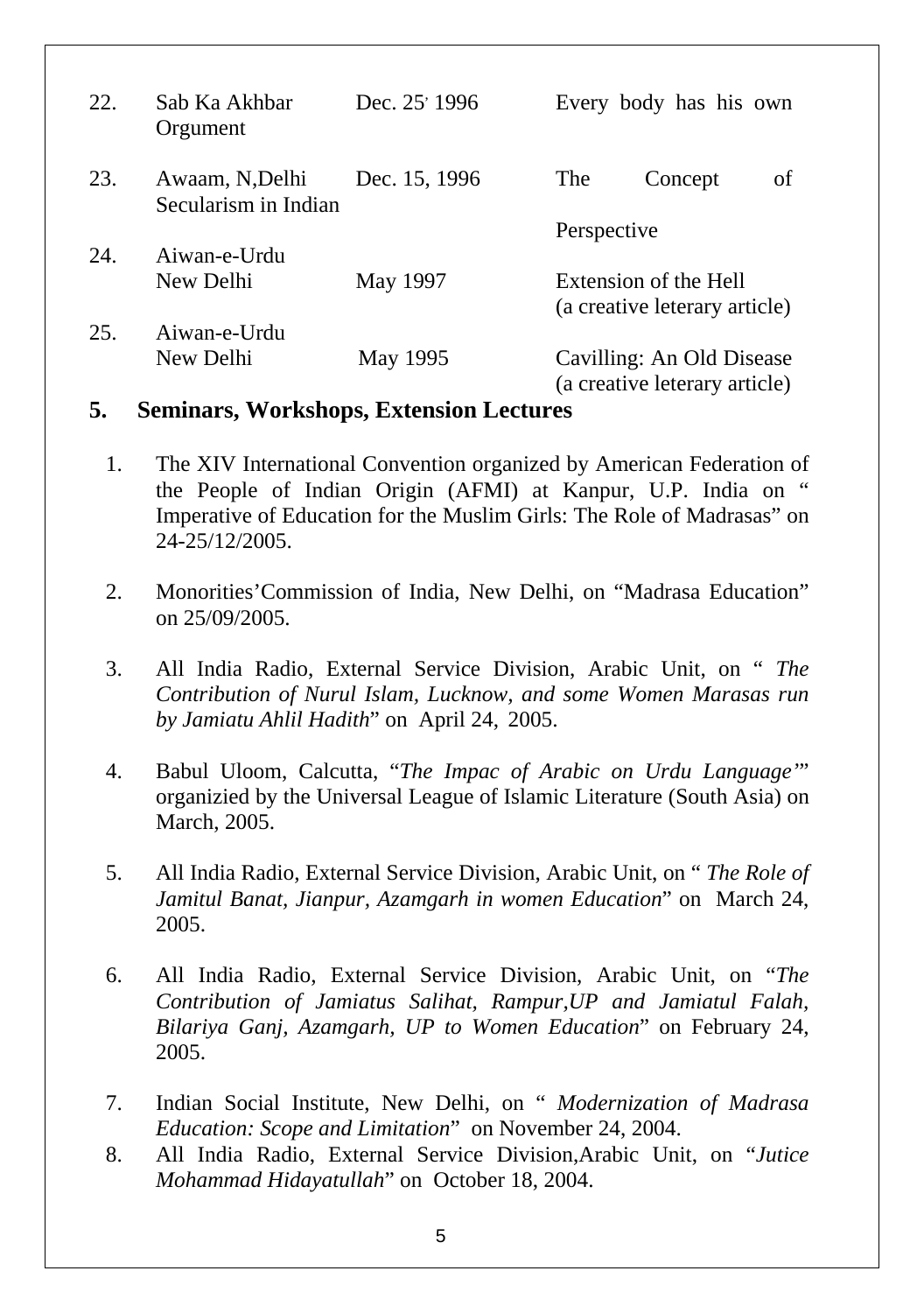| | | | |
|---|---|---|---|
| 22. | Sab Ka Akhbar | Dec. 25, 1996 | Every body has his own Orgument |
| 23. | Awaam, N,Delhi | Dec. 15, 1996 | The Concept of Secularism in Indian Perspective |
| 24. | Aiwan-e-Urdu New Delhi | May 1997 | Extension of the Hell (a creative leterary article) |
| 25. | Aiwan-e-Urdu New Delhi | May 1995 | Cavilling: An Old Disease (a creative leterary article) |

## 5. Seminars, Workshops, Extension Lectures

1. The XIV International Convention organized by American Federation of the People of Indian Origin (AFMI) at Kanpur, U.P. India on " Imperative of Education for the Muslim Girls: The Role of Madrasas" on 24-25/12/2005.

2. Monorities'Commission of India, New Delhi, on "Madrasa Education" on 25/09/2005.

3. All India Radio, External Service Division, Arabic Unit, on " *The Contribution of Nurul Islam, Lucknow, and some Women Marasas run by Jamiatu Ahlil Hadith*" on April 24, 2005.

4. Babul Uloom, Calcutta, "*The Impac of Arabic on Urdu Language'*" organizied by the Universal League of Islamic Literature (South Asia) on March, 2005.

5. All India Radio, External Service Division, Arabic Unit, on " *The Role of Jamitul Banat, Jianpur, Azamgarh in women Education*" on March 24, 2005.

6. All India Radio, External Service Division, Arabic Unit, on "*The Contribution of Jamiatus Salihat, Rampur,UP and Jamiatul Falah, Bilariya Ganj, Azamgarh, UP to Women Education*" on February 24, 2005.

7. Indian Social Institute, New Delhi, on " *Modernization of Madrasa Education: Scope and Limitation*" on November 24, 2004.

8. All India Radio, External Service Division,Arabic Unit, on "*Jutice Mohammad Hidayatullah*" on October 18, 2004.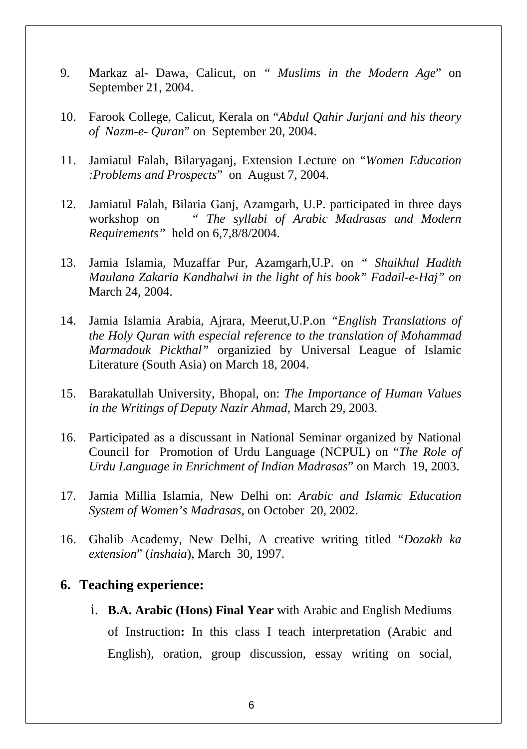9. Markaz al- Dawa, Calicut, on " *Muslims in the Modern Age*" on September 21, 2004.

10. Farook College, Calicut, Kerala on "*Abdul Qahir Jurjani and his theory of Nazm-e- Quran*" on September 20, 2004.

11. Jamiatul Falah, Bilaryaganj, Extension Lecture on "*Women Education :Problems and Prospects*" on August 7, 2004.

12. Jamiatul Falah, Bilaria Ganj, Azamgarh, U.P. participated in three days workshop on *" The syllabi of Arabic Madrasas and Modern Requirements"* held on 6,7,8/8/2004.

13. Jamia Islamia, Muzaffar Pur, Azamgarh,U.P. on *" Shaikhul Hadith Maulana Zakaria Kandhalwi in the light of his book" Fadail-e-Haj" on* March 24, 2004.

14. Jamia Islamia Arabia, Ajrara, Meerut,U.P.on *"English Translations of the Holy Quran with especial reference to the translation of Mohammad Marmadouk Pickthal"* organizied by Universal League of Islamic Literature (South Asia) on March 18, 2004.

15. Barakatullah University, Bhopal, on: *The Importance of Human Values in the Writings of Deputy Nazir Ahmad*, March 29, 2003.

16. Participated as a discussant in National Seminar organized by National Council for Promotion of Urdu Language (NCPUL) on "*The Role of Urdu Language in Enrichment of Indian Madrasas*" on March 19, 2003.

17. Jamia Millia Islamia, New Delhi on: *Arabic and Islamic Education System of Women's Madrasas,* on October 20, 2002.

16. Ghalib Academy, New Delhi, A creative writing titled "*Dozakh ka extension*" (*inshaia*), March 30, 1997.

## 6. Teaching experience:

i. **B.A. Arabic (Hons) Final Year** with Arabic and English Mediums of Instruction**:** In this class I teach interpretation (Arabic and English), oration, group discussion, essay writing on social,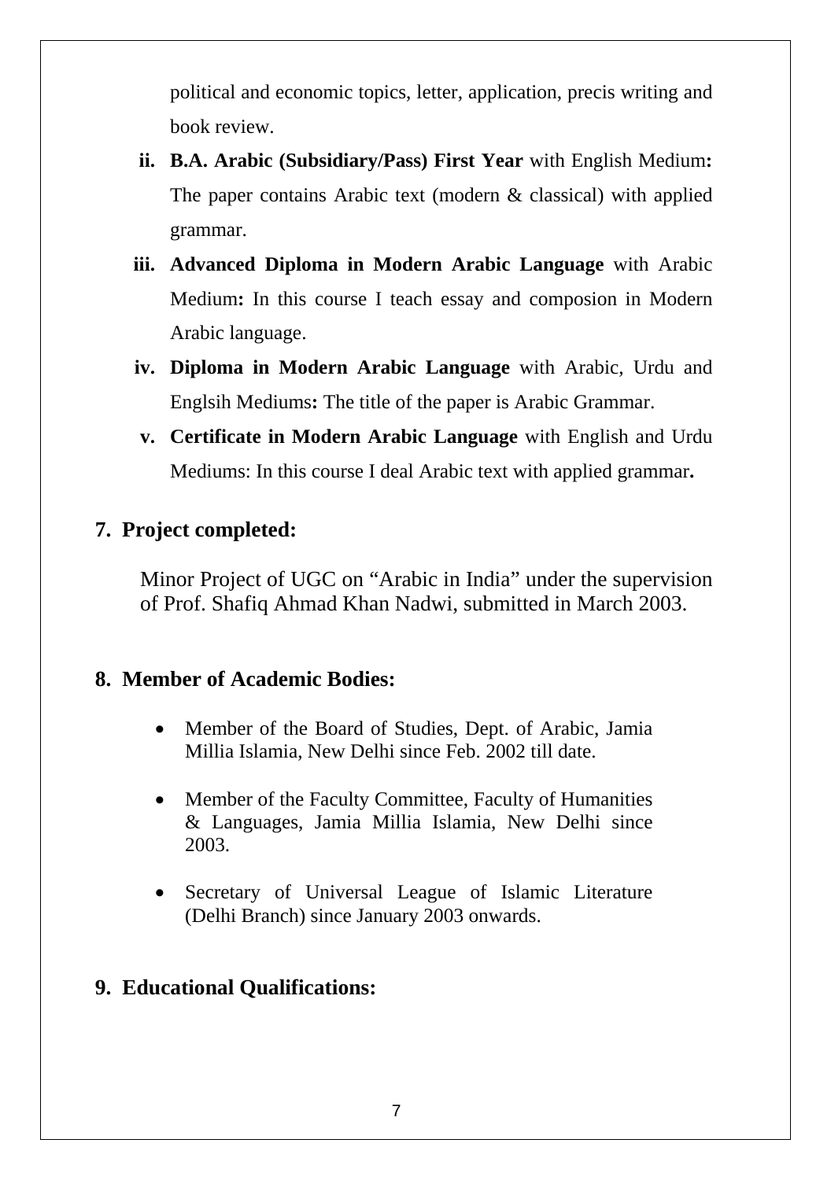political and economic topics, letter, application, precis writing and book review.

ii. **B.A. Arabic (Subsidiary/Pass) First Year** with English Medium**:** The paper contains Arabic text (modern & classical) with applied grammar.

iii. **Advanced Diploma in Modern Arabic Language** with Arabic Medium**:** In this course I teach essay and composion in Modern Arabic language.

iv. **Diploma in Modern Arabic Language** with Arabic, Urdu and Englsih Mediums**:** The title of the paper is Arabic Grammar.

v. **Certificate in Modern Arabic Language** with English and Urdu Mediums: In this course I deal Arabic text with applied grammar**.**

## 7. Project completed:

Minor Project of UGC on "Arabic in India" under the supervision of Prof. Shafiq Ahmad Khan Nadwi, submitted in March 2003.

## 8. Member of Academic Bodies:

- Member of the Board of Studies, Dept. of Arabic, Jamia Millia Islamia, New Delhi since Feb. 2002 till date.
- Member of the Faculty Committee, Faculty of Humanities & Languages, Jamia Millia Islamia, New Delhi since 2003.
- Secretary of Universal League of Islamic Literature (Delhi Branch) since January 2003 onwards.

## 9. Educational Qualifications: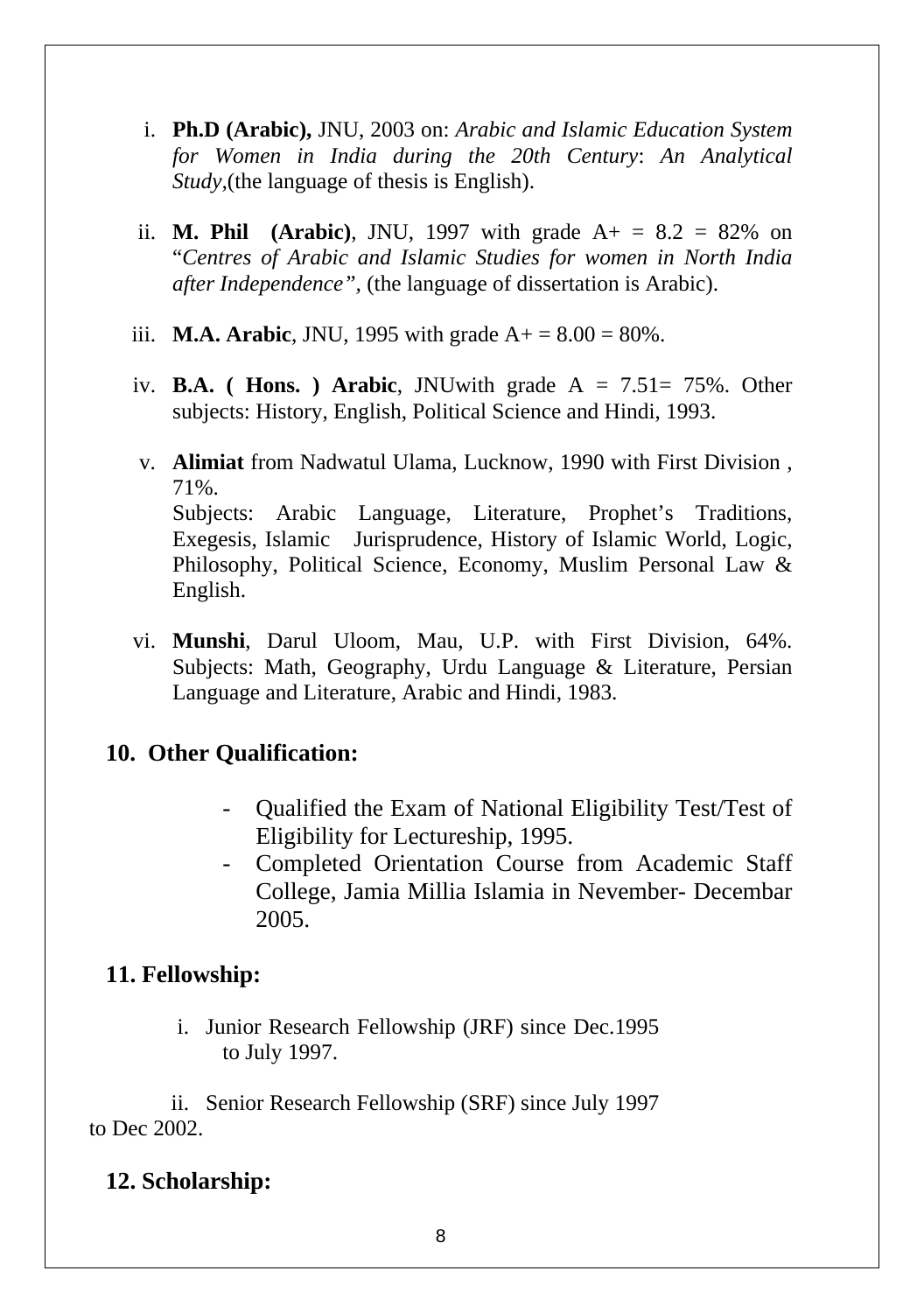i. **Ph.D (Arabic),** JNU, 2003 on: *Arabic and Islamic Education System for Women in India during the 20th Century*: *An Analytical Study*,(the language of thesis is English).

ii. **M. Phil (Arabic)**, JNU, 1997 with grade A+ = 8.2 = 82% on "*Centres of Arabic and Islamic Studies for women in North India after Independence"*, (the language of dissertation is Arabic).

iii. **M.A. Arabic**, JNU, 1995 with grade A+ = 8.00 = 80%.

iv. **B.A. ( Hons. ) Arabic**, JNUwith grade A = 7.51= 75%. Other subjects: History, English, Political Science and Hindi, 1993.

v. **Alimiat** from Nadwatul Ulama, Lucknow, 1990 with First Division , 71%.
Subjects: Arabic Language, Literature, Prophet's Traditions, Exegesis, Islamic Jurisprudence, History of Islamic World, Logic, Philosophy, Political Science, Economy, Muslim Personal Law & English.

vi. **Munshi**, Darul Uloom, Mau, U.P. with First Division, 64%. Subjects: Math, Geography, Urdu Language & Literature, Persian Language and Literature, Arabic and Hindi, 1983.

## 10. Other Qualification:

- Qualified the Exam of National Eligibility Test/Test of Eligibility for Lectureship, 1995.
- Completed Orientation Course from Academic Staff College, Jamia Millia Islamia in Nevember- Decembar 2005.

## 11. Fellowship:

i. Junior Research Fellowship (JRF) since Dec.1995 to July 1997.

ii. Senior Research Fellowship (SRF) since July 1997 to Dec 2002.

## 12. Scholarship: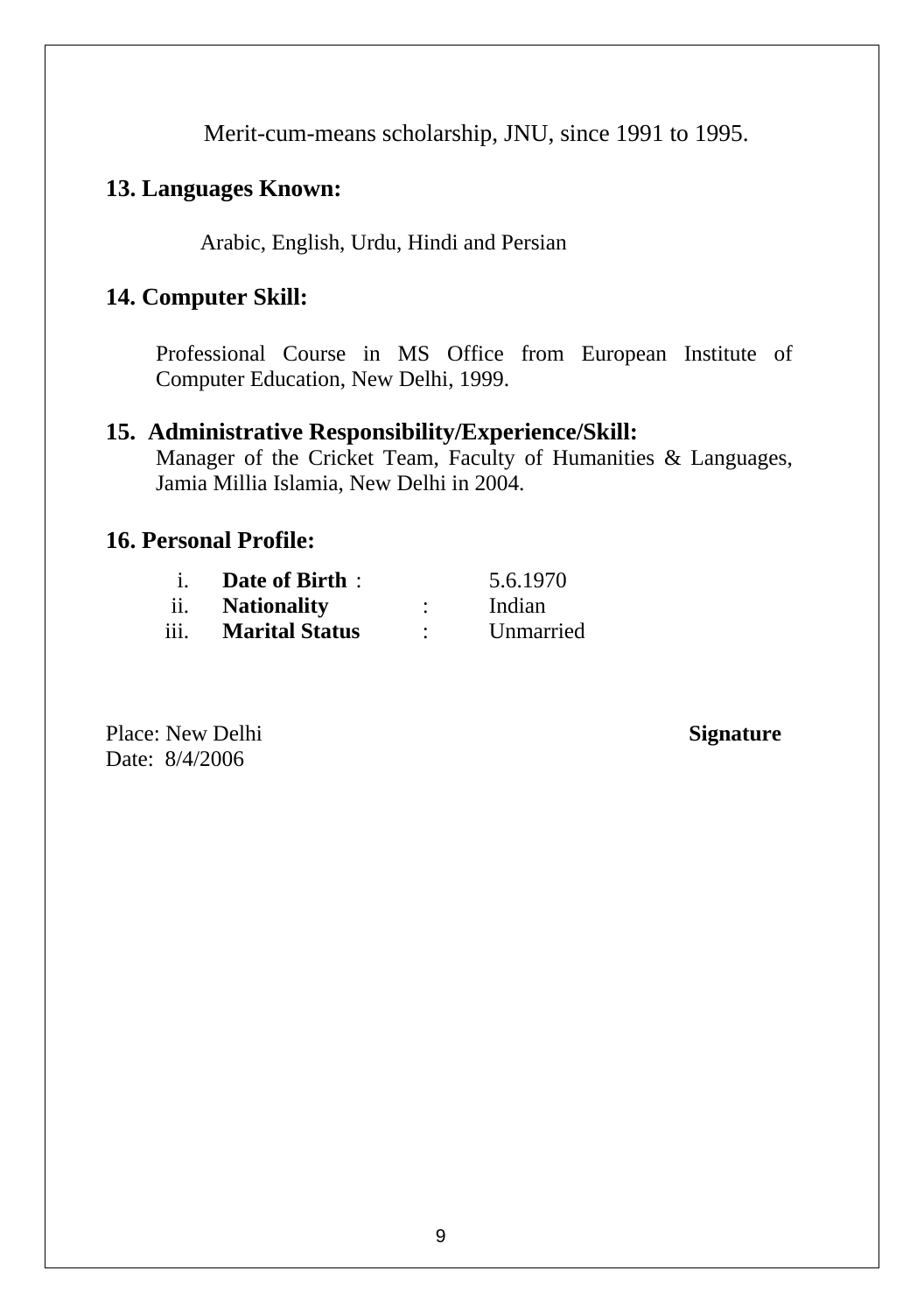Merit-cum-means scholarship, JNU, since 1991 to 1995.

## 13. Languages Known:

Arabic, English, Urdu, Hindi and Persian

## 14. Computer Skill:

Professional Course in MS Office from European Institute of Computer Education, New Delhi, 1999.

## 15. Administrative Responsibility/Experience/Skill:

Manager of the Cricket Team, Faculty of Humanities & Languages, Jamia Millia Islamia, New Delhi in 2004.

## 16. Personal Profile:

i. **Date of Birth** : 5.6.1970
ii. **Nationality** : Indian
iii. **Marital Status** : Unmarried

Place: New Delhi

Date: 8/4/2006

**Signature**